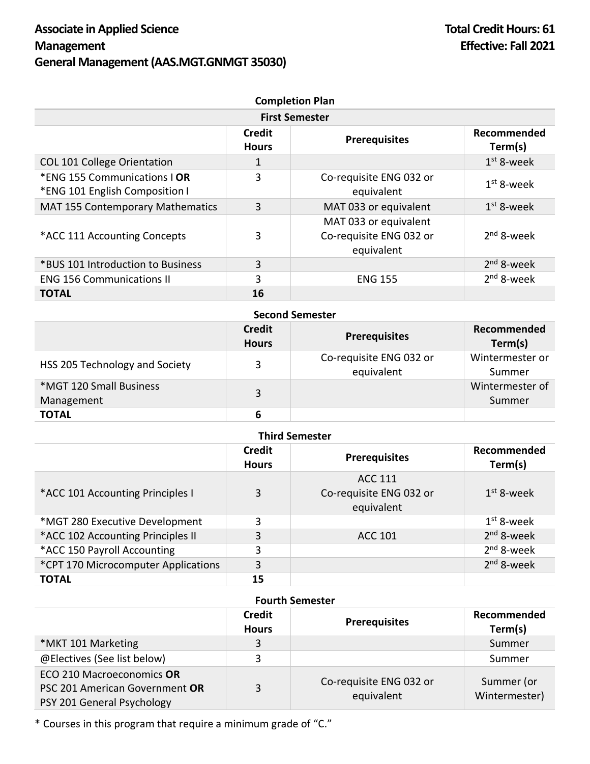# Associate in Applied Science
# Management
# General Management (AAS.MGT.GNMGT 35030)

**Total Credit Hours: 61**
**Effective: Fall 2021**

## Completion Plan

### First Semester

| | Credit Hours | Prerequisites | Recommended Term(s) |
|---|---|---|---|
| COL 101 College Orientation | 1 | | 1st 8-week |
| *ENG 155 Communications I **OR** *ENG 101 English Composition I | 3 | Co-requisite ENG 032 or equivalent | 1st 8-week |
| MAT 155 Contemporary Mathematics | 3 | MAT 033 or equivalent | 1st 8-week |
| *ACC 111 Accounting Concepts | 3 | MAT 033 or equivalent Co-requisite ENG 032 or equivalent | 2nd 8-week |
| *BUS 101 Introduction to Business | 3 | | 2nd 8-week |
| ENG 156 Communications II | 3 | ENG 155 | 2nd 8-week |
| **TOTAL** | **16** | | |

### Second Semester

| | Credit Hours | Prerequisites | Recommended Term(s) |
|---|---|---|---|
| HSS 205 Technology and Society | 3 | Co-requisite ENG 032 or equivalent | Wintermester or Summer |
| *MGT 120 Small Business Management | 3 | | Wintermester of Summer |
| **TOTAL** | **6** | | |

### Third Semester

| | Credit Hours | Prerequisites | Recommended Term(s) |
|---|---|---|---|
| *ACC 101 Accounting Principles I | 3 | ACC 111 Co-requisite ENG 032 or equivalent | 1st 8-week |
| *MGT 280 Executive Development | 3 | | 1st 8-week |
| *ACC 102 Accounting Principles II | 3 | ACC 101 | 2nd 8-week |
| *ACC 150 Payroll Accounting | 3 | | 2nd 8-week |
| *CPT 170 Microcomputer Applications | 3 | | 2nd 8-week |
| **TOTAL** | **15** | | |

### Fourth Semester

| | Credit Hours | Prerequisites | Recommended Term(s) |
|---|---|---|---|
| *MKT 101 Marketing | 3 | | Summer |
| @Electives (See list below) | 3 | | Summer |
| ECO 210 Macroeconomics **OR** PSC 201 American Government **OR** PSY 201 General Psychology | 3 | Co-requisite ENG 032 or equivalent | Summer (or Wintermester) |

* Courses in this program that require a minimum grade of "C."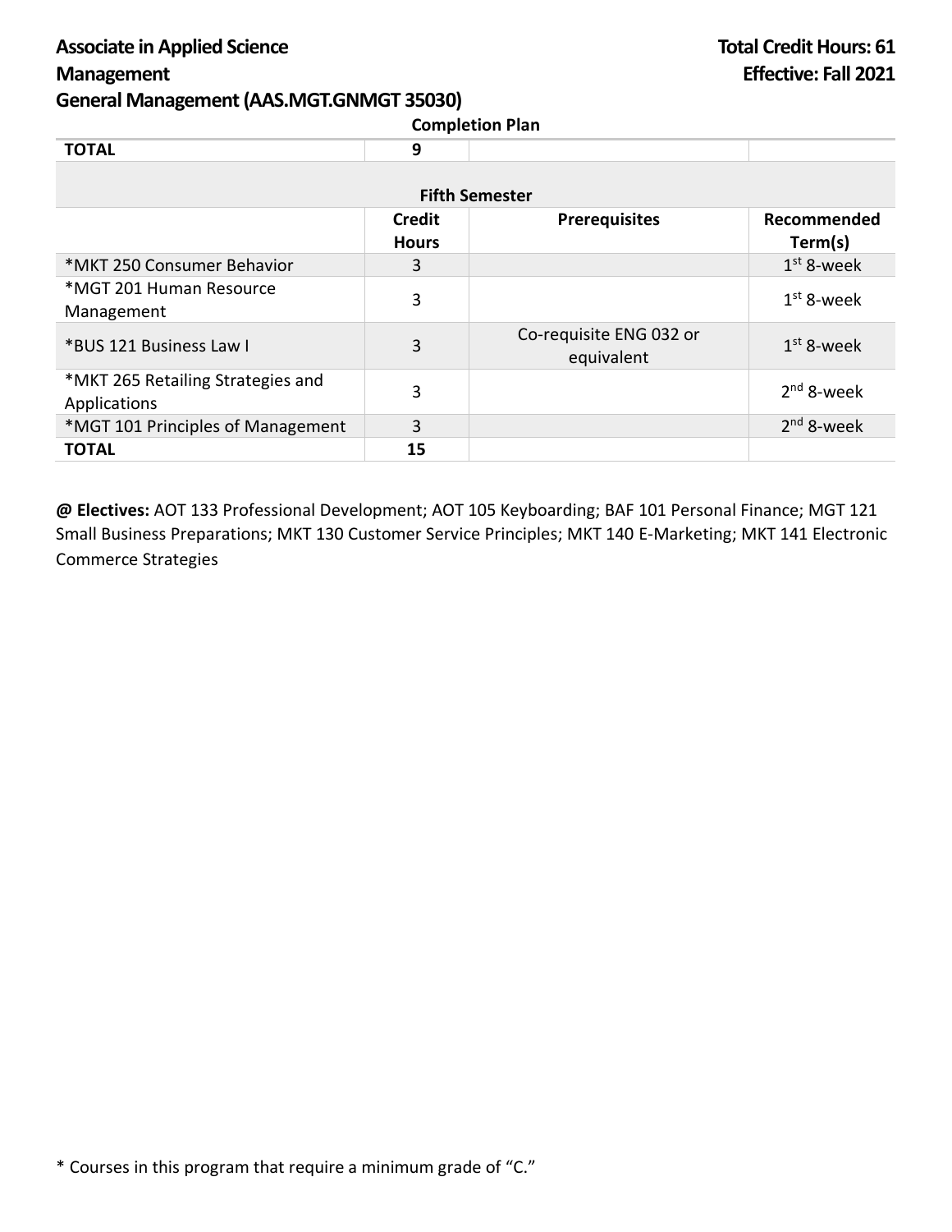**Associate in Applied Science** **Total Credit Hours: 61**
**Management** **Effective: Fall 2021**
**General Management (AAS.MGT.GNMGT 35030)**

**Completion Plan**

| | | | |
|---|---|---|---|
| **TOTAL** | **9** | | |
| **Fifth Semester** | | | |
| | **Credit Hours** | **Prerequisites** | **Recommended Term(s)** |
| *MKT 250 Consumer Behavior | 3 | | 1st 8-week |
| *MGT 201 Human Resource Management | 3 | | 1st 8-week |
| *BUS 121 Business Law I | 3 | Co-requisite ENG 032 or equivalent | 1st 8-week |
| *MKT 265 Retailing Strategies and Applications | 3 | | 2nd 8-week |
| *MGT 101 Principles of Management | 3 | | 2nd 8-week |
| **TOTAL** | **15** | | |

**@ Electives:** AOT 133 Professional Development; AOT 105 Keyboarding; BAF 101 Personal Finance; MGT 121 Small Business Preparations; MKT 130 Customer Service Principles; MKT 140 E-Marketing; MKT 141 Electronic Commerce Strategies

* Courses in this program that require a minimum grade of "C."